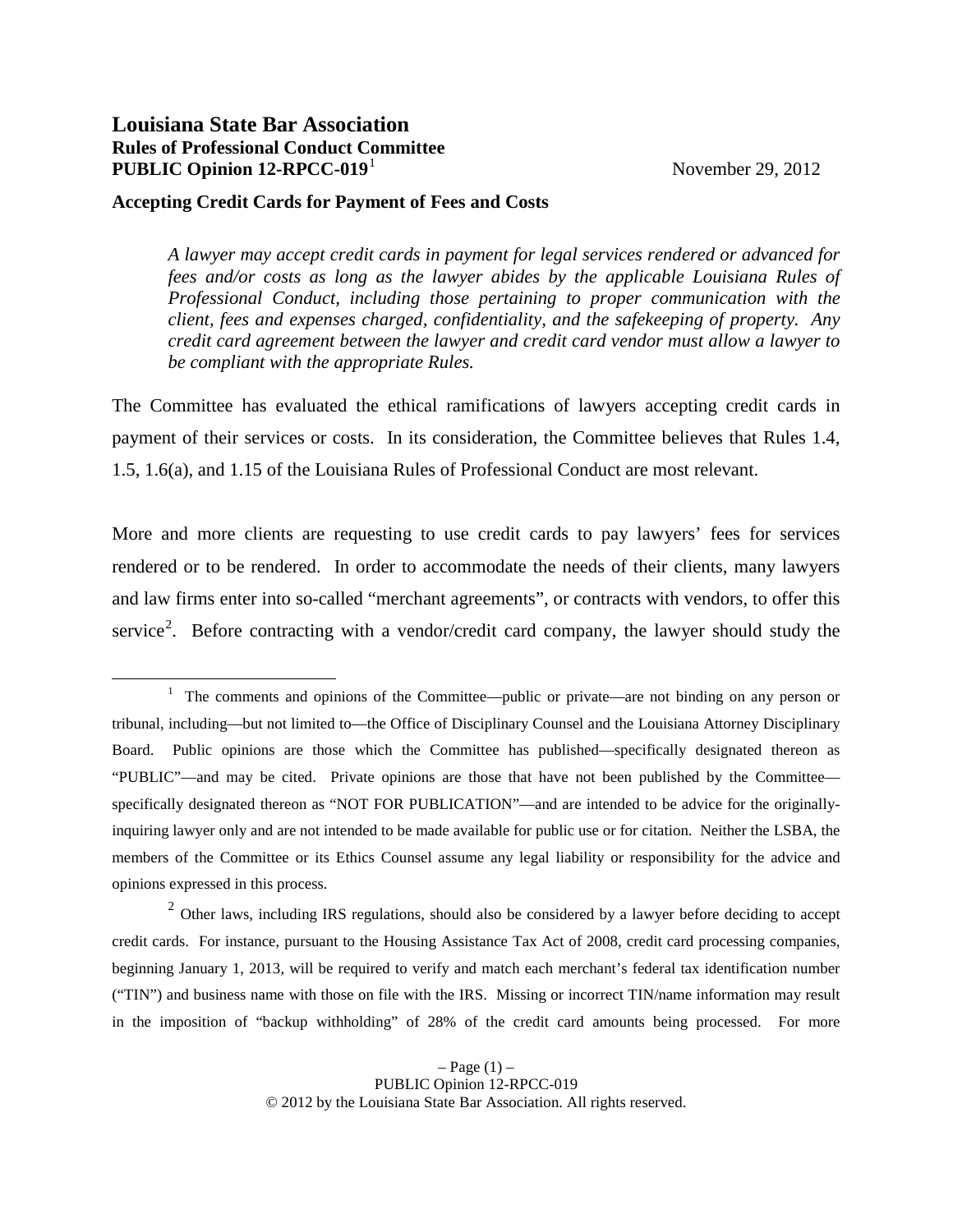# Louisiana State Bar Association

## Rules of Professional Conduct Committee

**PUBLIC Opinion 12-RPCC-019**[1] November 29, 2012

### Accepting Credit Cards for Payment of Fees and Costs

*A lawyer may accept credit cards in payment for legal services rendered or advanced for fees and/or costs as long as the lawyer abides by the applicable Louisiana Rules of Professional Conduct, including those pertaining to proper communication with the client, fees and expenses charged, confidentiality, and the safekeeping of property. Any credit card agreement between the lawyer and credit card vendor must allow a lawyer to be compliant with the appropriate Rules.*

The Committee has evaluated the ethical ramifications of lawyers accepting credit cards in payment of their services or costs. In its consideration, the Committee believes that Rules 1.4, 1.5, 1.6(a), and 1.15 of the Louisiana Rules of Professional Conduct are most relevant.

More and more clients are requesting to use credit cards to pay lawyers' fees for services rendered or to be rendered. In order to accommodate the needs of their clients, many lawyers and law firms enter into so-called "merchant agreements", or contracts with vendors, to offer this service[2]. Before contracting with a vendor/credit card company, the lawyer should study the

---

[1] The comments and opinions of the Committee—public or private—are not binding on any person or tribunal, including—but not limited to—the Office of Disciplinary Counsel and the Louisiana Attorney Disciplinary Board. Public opinions are those which the Committee has published—specifically designated thereon as "PUBLIC"—and may be cited. Private opinions are those that have not been published by the Committee—specifically designated thereon as "NOT FOR PUBLICATION"—and are intended to be advice for the originally-inquiring lawyer only and are not intended to be made available for public use or for citation. Neither the LSBA, the members of the Committee or its Ethics Counsel assume any legal liability or responsibility for the advice and opinions expressed in this process.

[2] Other laws, including IRS regulations, should also be considered by a lawyer before deciding to accept credit cards. For instance, pursuant to the Housing Assistance Tax Act of 2008, credit card processing companies, beginning January 1, 2013, will be required to verify and match each merchant's federal tax identification number ("TIN") and business name with those on file with the IRS. Missing or incorrect TIN/name information may result in the imposition of "backup withholding" of 28% of the credit card amounts being processed. For more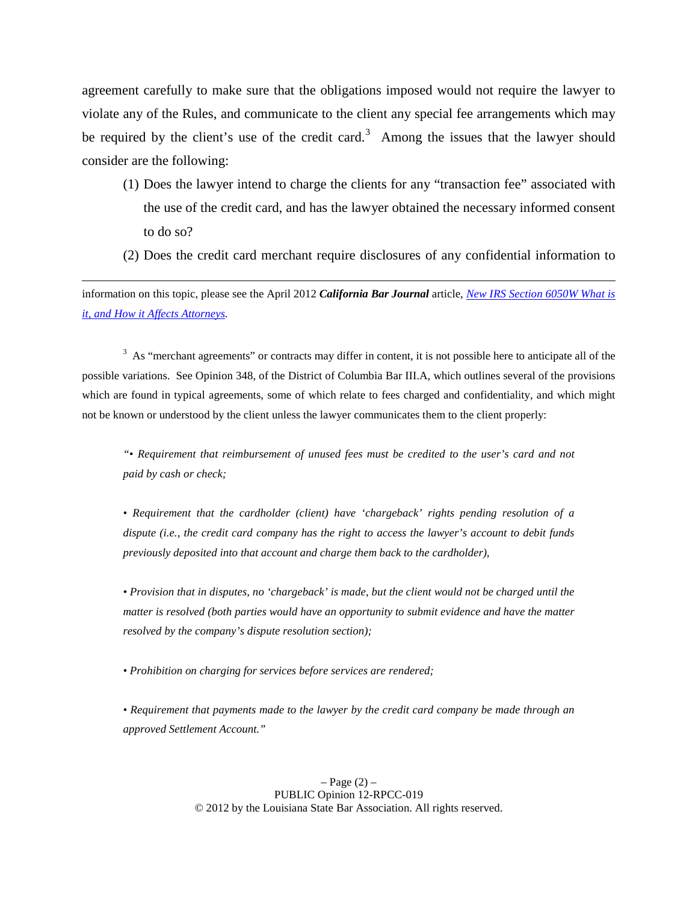agreement carefully to make sure that the obligations imposed would not require the lawyer to violate any of the Rules, and communicate to the client any special fee arrangements which may be required by the client's use of the credit card.[3] Among the issues that the lawyer should consider are the following:

(1) Does the lawyer intend to charge the clients for any "transaction fee" associated with the use of the credit card, and has the lawyer obtained the necessary informed consent to do so?

(2) Does the credit card merchant require disclosures of any confidential information to

---

information on this topic, please see the April 2012 ***California Bar Journal*** article, *New IRS Section 6050W What is it, and How it Affects Attorneys.*

[3] As "merchant agreements" or contracts may differ in content, it is not possible here to anticipate all of the possible variations. See Opinion 348, of the District of Columbia Bar III.A, which outlines several of the provisions which are found in typical agreements, some of which relate to fees charged and confidentiality, and which might not be known or understood by the client unless the lawyer communicates them to the client properly:

> *"• Requirement that reimbursement of unused fees must be credited to the user's card and not paid by cash or check;*
>
> *• Requirement that the cardholder (client) have 'chargeback' rights pending resolution of a dispute (i.e., the credit card company has the right to access the lawyer's account to debit funds previously deposited into that account and charge them back to the cardholder),*
>
> *• Provision that in disputes, no 'chargeback' is made, but the client would not be charged until the matter is resolved (both parties would have an opportunity to submit evidence and have the matter resolved by the company's dispute resolution section);*
>
> *• Prohibition on charging for services before services are rendered;*
>
> *• Requirement that payments made to the lawyer by the credit card company be made through an approved Settlement Account."*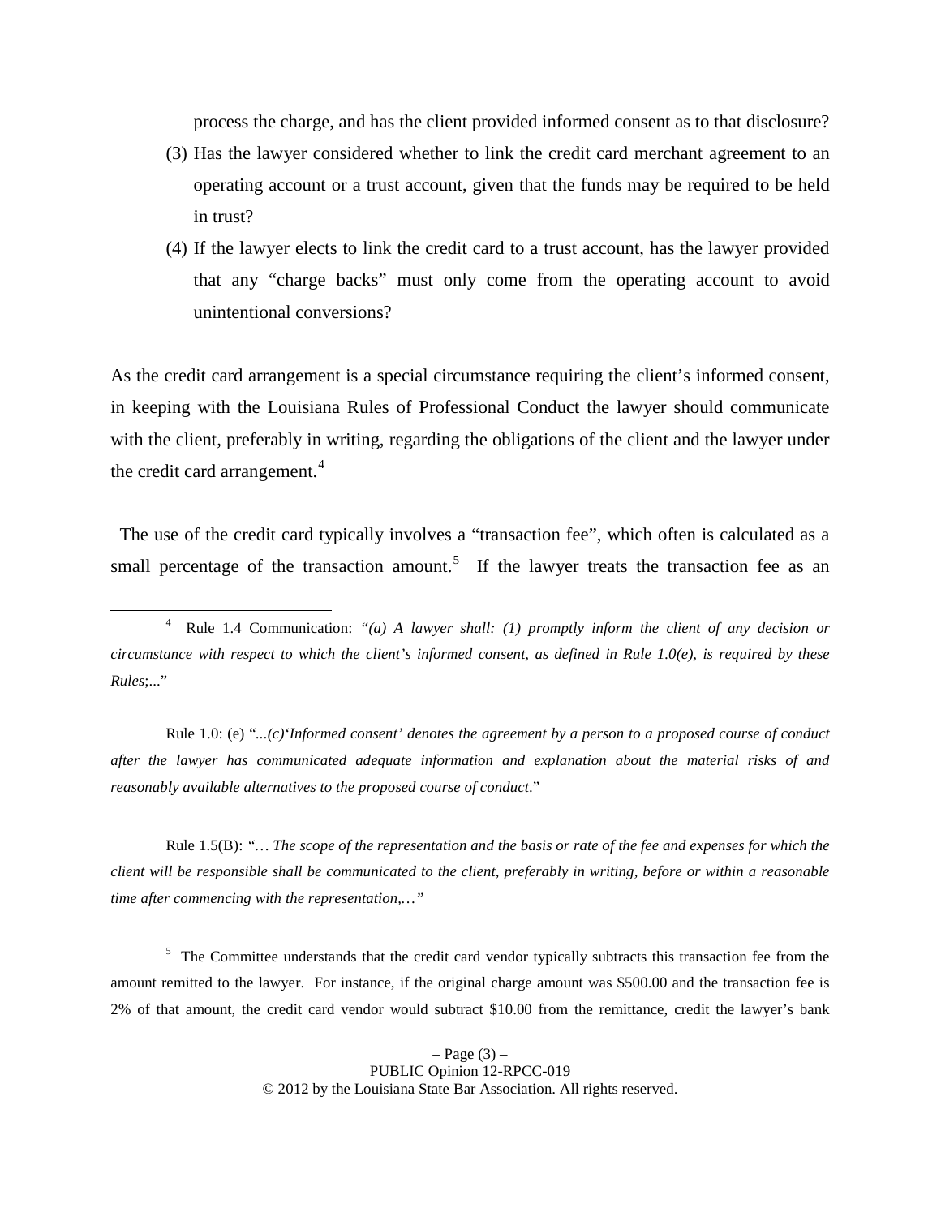process the charge, and has the client provided informed consent as to that disclosure?

(3) Has the lawyer considered whether to link the credit card merchant agreement to an operating account or a trust account, given that the funds may be required to be held in trust?

(4) If the lawyer elects to link the credit card to a trust account, has the lawyer provided that any "charge backs" must only come from the operating account to avoid unintentional conversions?

As the credit card arrangement is a special circumstance requiring the client's informed consent, in keeping with the Louisiana Rules of Professional Conduct the lawyer should communicate with the client, preferably in writing, regarding the obligations of the client and the lawyer under the credit card arrangement.[4]

The use of the credit card typically involves a "transaction fee", which often is calculated as a small percentage of the transaction amount.[5] If the lawyer treats the transaction fee as an

---

[4] Rule 1.4 Communication: "*(a) A lawyer shall: (1) promptly inform the client of any decision or circumstance with respect to which the client's informed consent, as defined in Rule 1.0(e), is required by these Rules*;..."

Rule 1.0: (e) "*...(c)'Informed consent' denotes the agreement by a person to a proposed course of conduct after the lawyer has communicated adequate information and explanation about the material risks of and reasonably available alternatives to the proposed course of conduct*."

Rule 1.5(B): "*… The scope of the representation and the basis or rate of the fee and expenses for which the client will be responsible shall be communicated to the client, preferably in writing, before or within a reasonable time after commencing with the representation,…*"

[5] The Committee understands that the credit card vendor typically subtracts this transaction fee from the amount remitted to the lawyer. For instance, if the original charge amount was $500.00 and the transaction fee is 2% of that amount, the credit card vendor would subtract $10.00 from the remittance, credit the lawyer's bank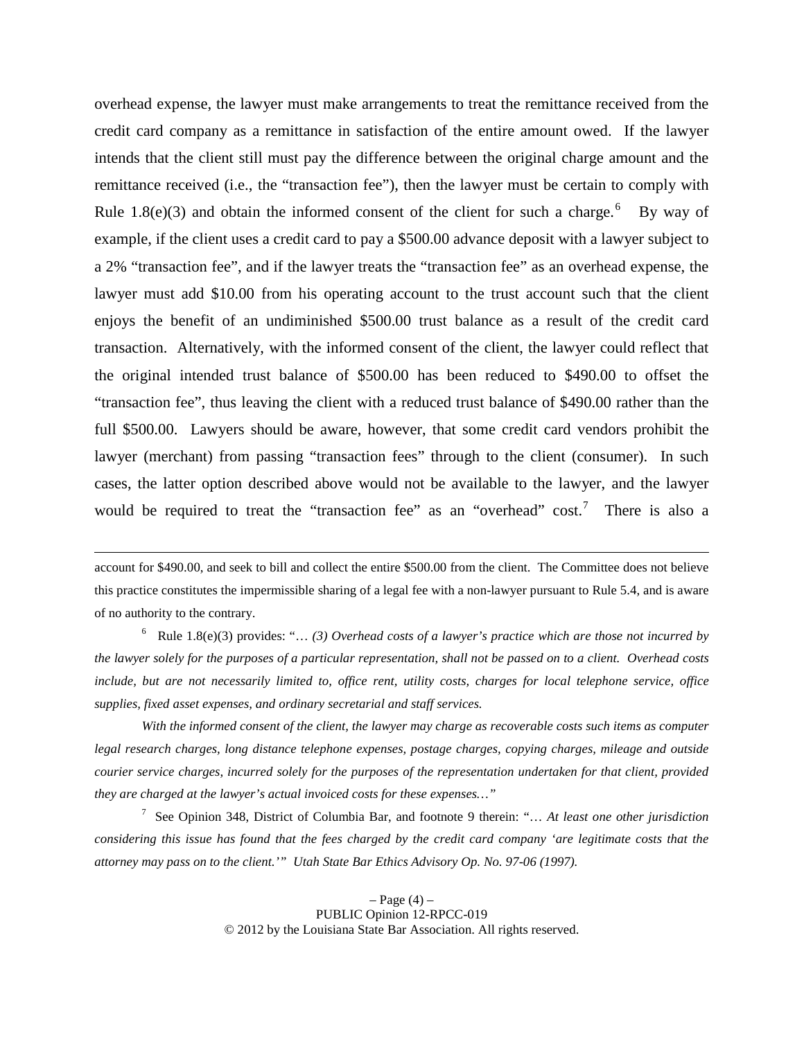overhead expense, the lawyer must make arrangements to treat the remittance received from the credit card company as a remittance in satisfaction of the entire amount owed. If the lawyer intends that the client still must pay the difference between the original charge amount and the remittance received (i.e., the "transaction fee"), then the lawyer must be certain to comply with Rule 1.8(e)(3) and obtain the informed consent of the client for such a charge.[6] By way of example, if the client uses a credit card to pay a $500.00 advance deposit with a lawyer subject to a 2% "transaction fee", and if the lawyer treats the "transaction fee" as an overhead expense, the lawyer must add $10.00 from his operating account to the trust account such that the client enjoys the benefit of an undiminished $500.00 trust balance as a result of the credit card transaction. Alternatively, with the informed consent of the client, the lawyer could reflect that the original intended trust balance of $500.00 has been reduced to $490.00 to offset the "transaction fee", thus leaving the client with a reduced trust balance of $490.00 rather than the full $500.00. Lawyers should be aware, however, that some credit card vendors prohibit the lawyer (merchant) from passing "transaction fees" through to the client (consumer). In such cases, the latter option described above would not be available to the lawyer, and the lawyer would be required to treat the "transaction fee" as an "overhead" cost.[7] There is also a

---

account for $490.00, and seek to bill and collect the entire $500.00 from the client. The Committee does not believe this practice constitutes the impermissible sharing of a legal fee with a non-lawyer pursuant to Rule 5.4, and is aware of no authority to the contrary.

[6] Rule 1.8(e)(3) provides: "… *(3) Overhead costs of a lawyer's practice which are those not incurred by the lawyer solely for the purposes of a particular representation, shall not be passed on to a client. Overhead costs include, but are not necessarily limited to, office rent, utility costs, charges for local telephone service, office supplies, fixed asset expenses, and ordinary secretarial and staff services.*

*With the informed consent of the client, the lawyer may charge as recoverable costs such items as computer legal research charges, long distance telephone expenses, postage charges, copying charges, mileage and outside courier service charges, incurred solely for the purposes of the representation undertaken for that client, provided they are charged at the lawyer's actual invoiced costs for these expenses…"*

[7] See Opinion 348, District of Columbia Bar, and footnote 9 therein: "… *At least one other jurisdiction considering this issue has found that the fees charged by the credit card company 'are legitimate costs that the attorney may pass on to the client.'" Utah State Bar Ethics Advisory Op. No. 97-06 (1997).*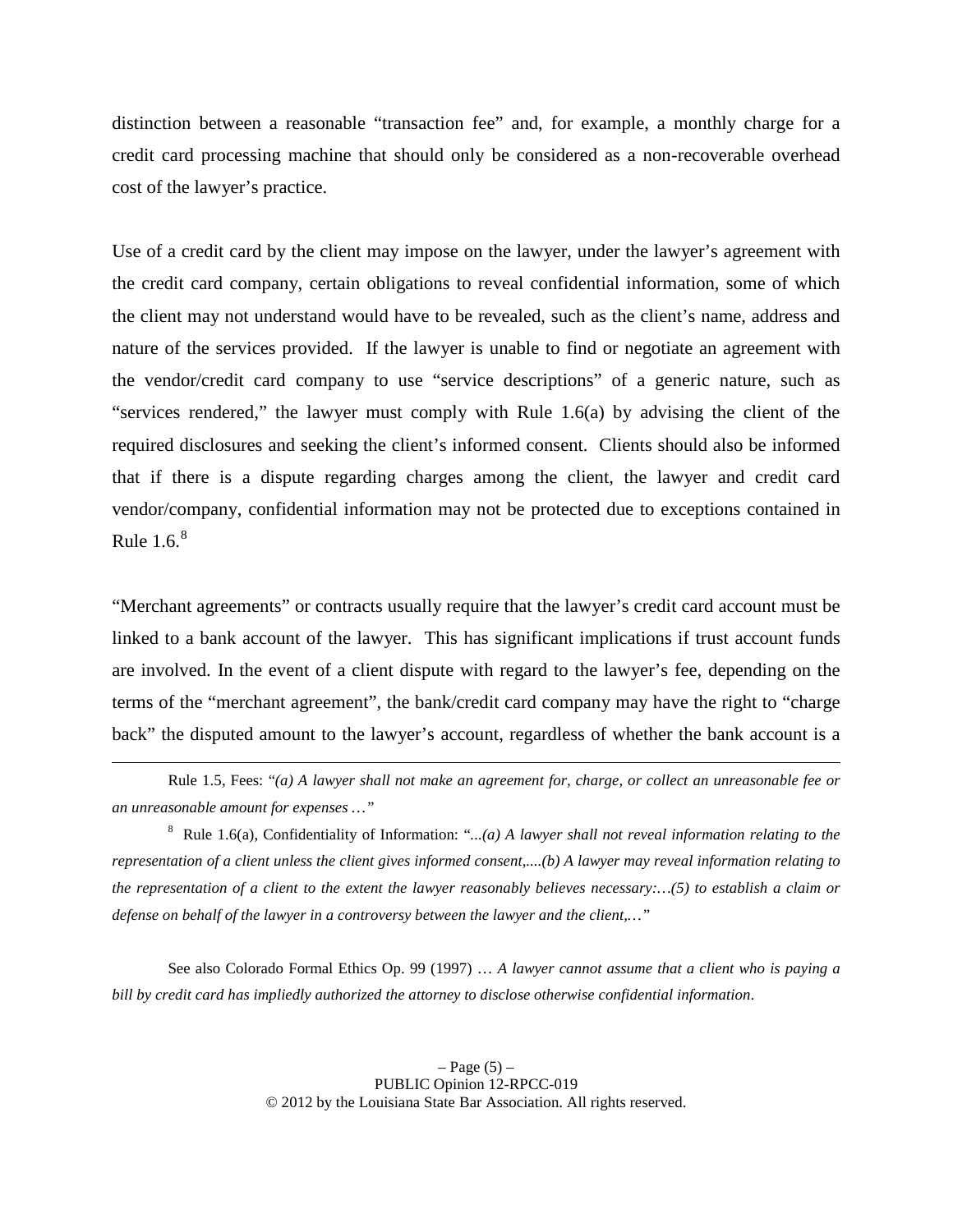distinction between a reasonable "transaction fee" and, for example, a monthly charge for a credit card processing machine that should only be considered as a non-recoverable overhead cost of the lawyer's practice.

Use of a credit card by the client may impose on the lawyer, under the lawyer's agreement with the credit card company, certain obligations to reveal confidential information, some of which the client may not understand would have to be revealed, such as the client's name, address and nature of the services provided. If the lawyer is unable to find or negotiate an agreement with the vendor/credit card company to use "service descriptions" of a generic nature, such as "services rendered," the lawyer must comply with Rule 1.6(a) by advising the client of the required disclosures and seeking the client's informed consent. Clients should also be informed that if there is a dispute regarding charges among the client, the lawyer and credit card vendor/company, confidential information may not be protected due to exceptions contained in Rule 1.6.[8]

"Merchant agreements" or contracts usually require that the lawyer's credit card account must be linked to a bank account of the lawyer. This has significant implications if trust account funds are involved. In the event of a client dispute with regard to the lawyer's fee, depending on the terms of the "merchant agreement", the bank/credit card company may have the right to "charge back" the disputed amount to the lawyer's account, regardless of whether the bank account is a

---

Rule 1.5, Fees: "*(a) A lawyer shall not make an agreement for, charge, or collect an unreasonable fee or an unreasonable amount for expenses …*"

[8] Rule 1.6(a), Confidentiality of Information: "*...(a) A lawyer shall not reveal information relating to the representation of a client unless the client gives informed consent,....(b) A lawyer may reveal information relating to the representation of a client to the extent the lawyer reasonably believes necessary:…(5) to establish a claim or defense on behalf of the lawyer in a controversy between the lawyer and the client,…*"

See also Colorado Formal Ethics Op. 99 (1997) … *A lawyer cannot assume that a client who is paying a bill by credit card has impliedly authorized the attorney to disclose otherwise confidential information*.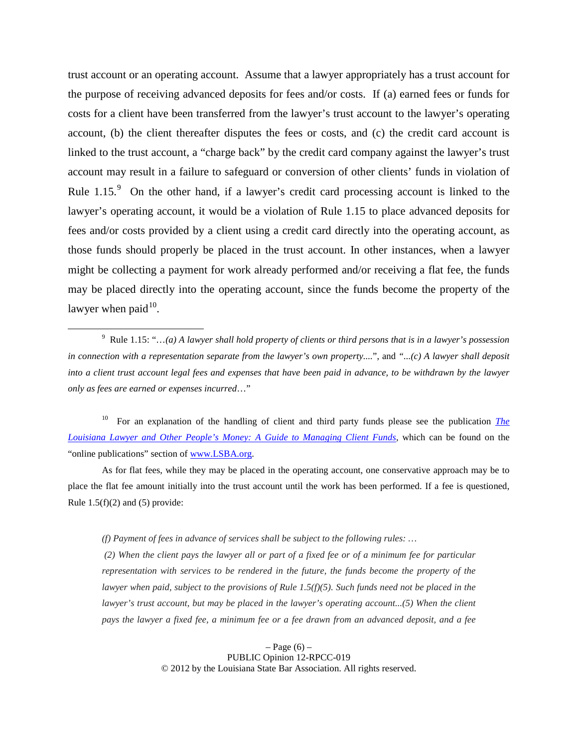trust account or an operating account. Assume that a lawyer appropriately has a trust account for the purpose of receiving advanced deposits for fees and/or costs. If (a) earned fees or funds for costs for a client have been transferred from the lawyer's trust account to the lawyer's operating account, (b) the client thereafter disputes the fees or costs, and (c) the credit card account is linked to the trust account, a "charge back" by the credit card company against the lawyer's trust account may result in a failure to safeguard or conversion of other clients' funds in violation of Rule 1.15.[9] On the other hand, if a lawyer's credit card processing account is linked to the lawyer's operating account, it would be a violation of Rule 1.15 to place advanced deposits for fees and/or costs provided by a client using a credit card directly into the operating account, as those funds should properly be placed in the trust account. In other instances, when a lawyer might be collecting a payment for work already performed and/or receiving a flat fee, the funds may be placed directly into the operating account, since the funds become the property of the lawyer when paid[10].

---

[9] Rule 1.15: "…*(a) A lawyer shall hold property of clients or third persons that is in a lawyer's possession in connection with a representation separate from the lawyer's own property....*", and "*...(c) A lawyer shall deposit into a client trust account legal fees and expenses that have been paid in advance, to be withdrawn by the lawyer only as fees are earned or expenses incurred*…"

[10] For an explanation of the handling of client and third party funds please see the publication *The Louisiana Lawyer and Other People's Money: A Guide to Managing Client Funds*, which can be found on the "online publications" section of www.LSBA.org.

As for flat fees, while they may be placed in the operating account, one conservative approach may be to place the flat fee amount initially into the trust account until the work has been performed. If a fee is questioned, Rule 1.5(f)(2) and (5) provide:

> *(f) Payment of fees in advance of services shall be subject to the following rules: …*
>
> *(2) When the client pays the lawyer all or part of a fixed fee or of a minimum fee for particular representation with services to be rendered in the future, the funds become the property of the lawyer when paid, subject to the provisions of Rule 1.5(f)(5). Such funds need not be placed in the lawyer's trust account, but may be placed in the lawyer's operating account...(5) When the client pays the lawyer a fixed fee, a minimum fee or a fee drawn from an advanced deposit, and a fee*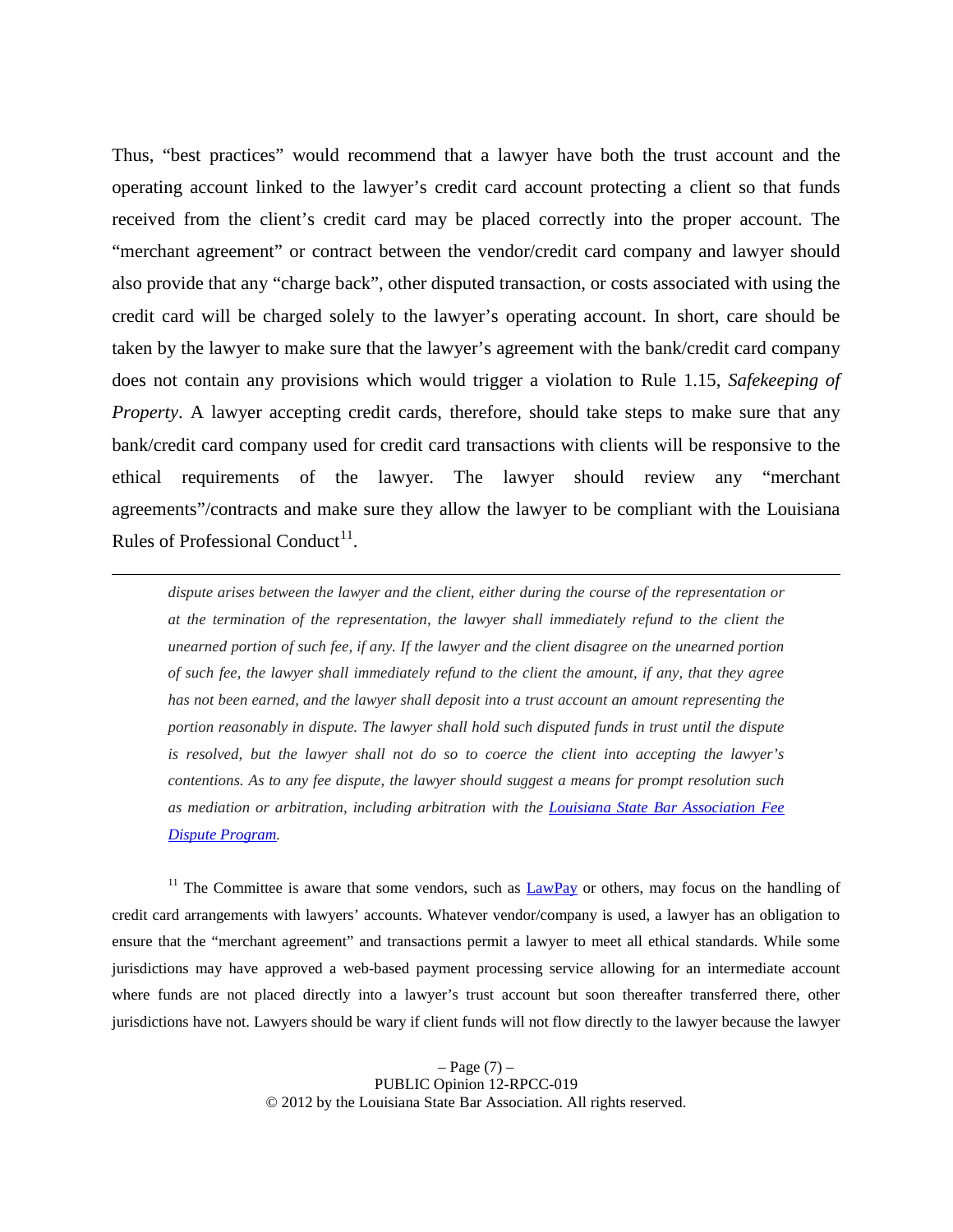Thus, "best practices" would recommend that a lawyer have both the trust account and the operating account linked to the lawyer's credit card account protecting a client so that funds received from the client's credit card may be placed correctly into the proper account. The "merchant agreement" or contract between the vendor/credit card company and lawyer should also provide that any "charge back", other disputed transaction, or costs associated with using the credit card will be charged solely to the lawyer's operating account. In short, care should be taken by the lawyer to make sure that the lawyer's agreement with the bank/credit card company does not contain any provisions which would trigger a violation to Rule 1.15, *Safekeeping of Property*. A lawyer accepting credit cards, therefore, should take steps to make sure that any bank/credit card company used for credit card transactions with clients will be responsive to the ethical requirements of the lawyer. The lawyer should review any "merchant agreements"/contracts and make sure they allow the lawyer to be compliant with the Louisiana Rules of Professional Conduct[11].

---

> *dispute arises between the lawyer and the client, either during the course of the representation or at the termination of the representation, the lawyer shall immediately refund to the client the unearned portion of such fee, if any. If the lawyer and the client disagree on the unearned portion of such fee, the lawyer shall immediately refund to the client the amount, if any, that they agree has not been earned, and the lawyer shall deposit into a trust account an amount representing the portion reasonably in dispute. The lawyer shall hold such disputed funds in trust until the dispute is resolved, but the lawyer shall not do so to coerce the client into accepting the lawyer's contentions. As to any fee dispute, the lawyer should suggest a means for prompt resolution such as mediation or arbitration, including arbitration with the Louisiana State Bar Association Fee Dispute Program.*

[11] The Committee is aware that some vendors, such as LawPay or others, may focus on the handling of credit card arrangements with lawyers' accounts. Whatever vendor/company is used, a lawyer has an obligation to ensure that the "merchant agreement" and transactions permit a lawyer to meet all ethical standards. While some jurisdictions may have approved a web-based payment processing service allowing for an intermediate account where funds are not placed directly into a lawyer's trust account but soon thereafter transferred there, other jurisdictions have not. Lawyers should be wary if client funds will not flow directly to the lawyer because the lawyer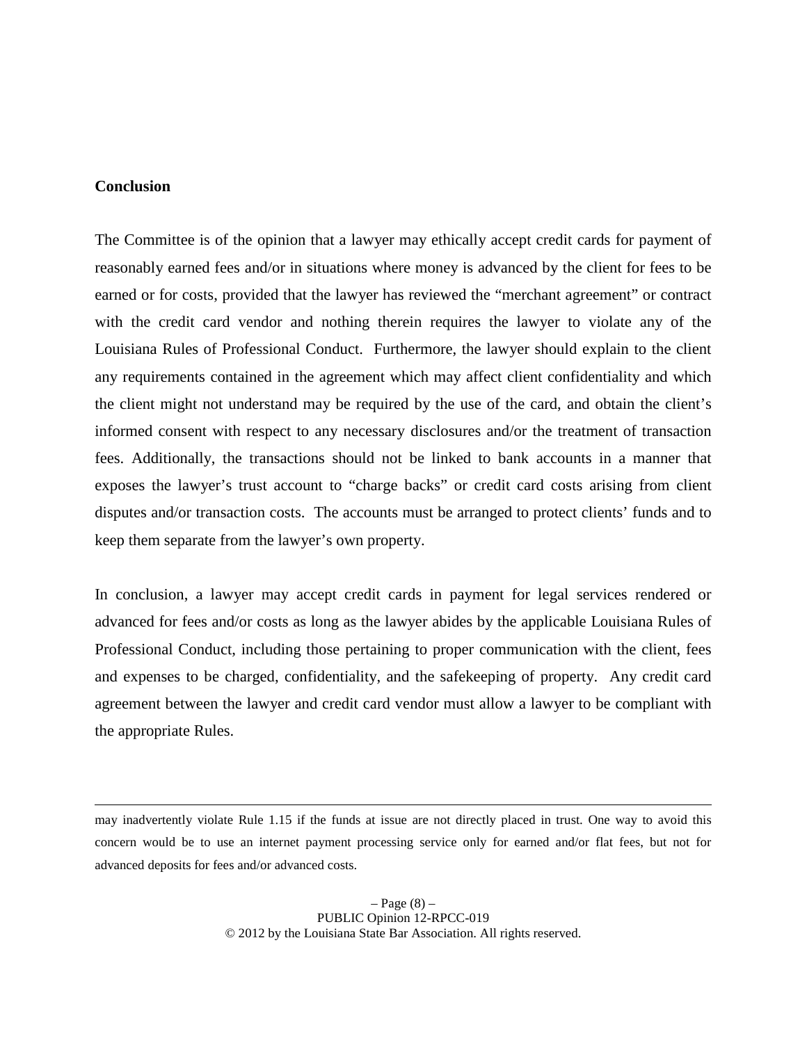**Conclusion**

The Committee is of the opinion that a lawyer may ethically accept credit cards for payment of reasonably earned fees and/or in situations where money is advanced by the client for fees to be earned or for costs, provided that the lawyer has reviewed the "merchant agreement" or contract with the credit card vendor and nothing therein requires the lawyer to violate any of the Louisiana Rules of Professional Conduct. Furthermore, the lawyer should explain to the client any requirements contained in the agreement which may affect client confidentiality and which the client might not understand may be required by the use of the card, and obtain the client's informed consent with respect to any necessary disclosures and/or the treatment of transaction fees. Additionally, the transactions should not be linked to bank accounts in a manner that exposes the lawyer's trust account to "charge backs" or credit card costs arising from client disputes and/or transaction costs. The accounts must be arranged to protect clients' funds and to keep them separate from the lawyer's own property.

In conclusion, a lawyer may accept credit cards in payment for legal services rendered or advanced for fees and/or costs as long as the lawyer abides by the applicable Louisiana Rules of Professional Conduct, including those pertaining to proper communication with the client, fees and expenses to be charged, confidentiality, and the safekeeping of property. Any credit card agreement between the lawyer and credit card vendor must allow a lawyer to be compliant with the appropriate Rules.

---

may inadvertently violate Rule 1.15 if the funds at issue are not directly placed in trust. One way to avoid this concern would be to use an internet payment processing service only for earned and/or flat fees, but not for advanced deposits for fees and/or advanced costs.